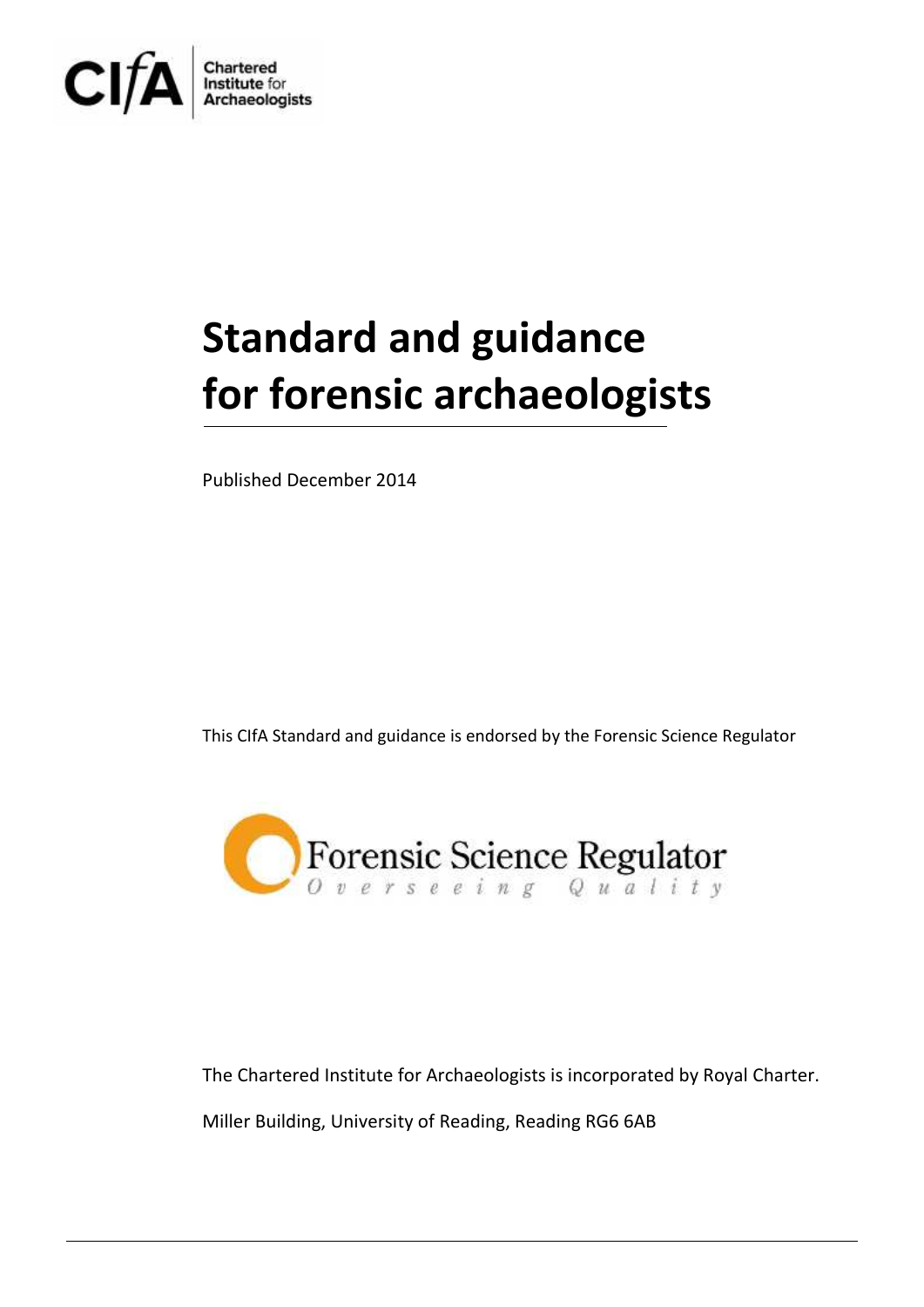Chartered Institute for Archaeologists

# Standard and guidance for forensic archaeologists

Published December 2014

This CIfA Standard and guidance is endorsed by the Forensic Science Regulator

Forensic Science Regulator
*Overseeing Quality*

The Chartered Institute for Archaeologists is incorporated by Royal Charter.

Miller Building, University of Reading, Reading RG6 6AB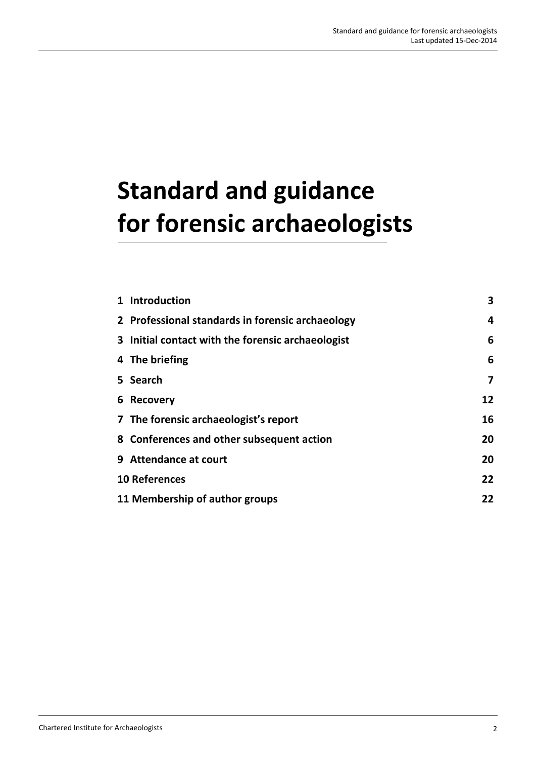# Standard and guidance for forensic archaeologists

| | |
|---|---|
| **1 Introduction** | **3** |
| **2 Professional standards in forensic archaeology** | **4** |
| **3 Initial contact with the forensic archaeologist** | **6** |
| **4 The briefing** | **6** |
| **5 Search** | **7** |
| **6 Recovery** | **12** |
| **7 The forensic archaeologist's report** | **16** |
| **8 Conferences and other subsequent action** | **20** |
| **9 Attendance at court** | **20** |
| **10 References** | **22** |
| **11 Membership of author groups** | **22** |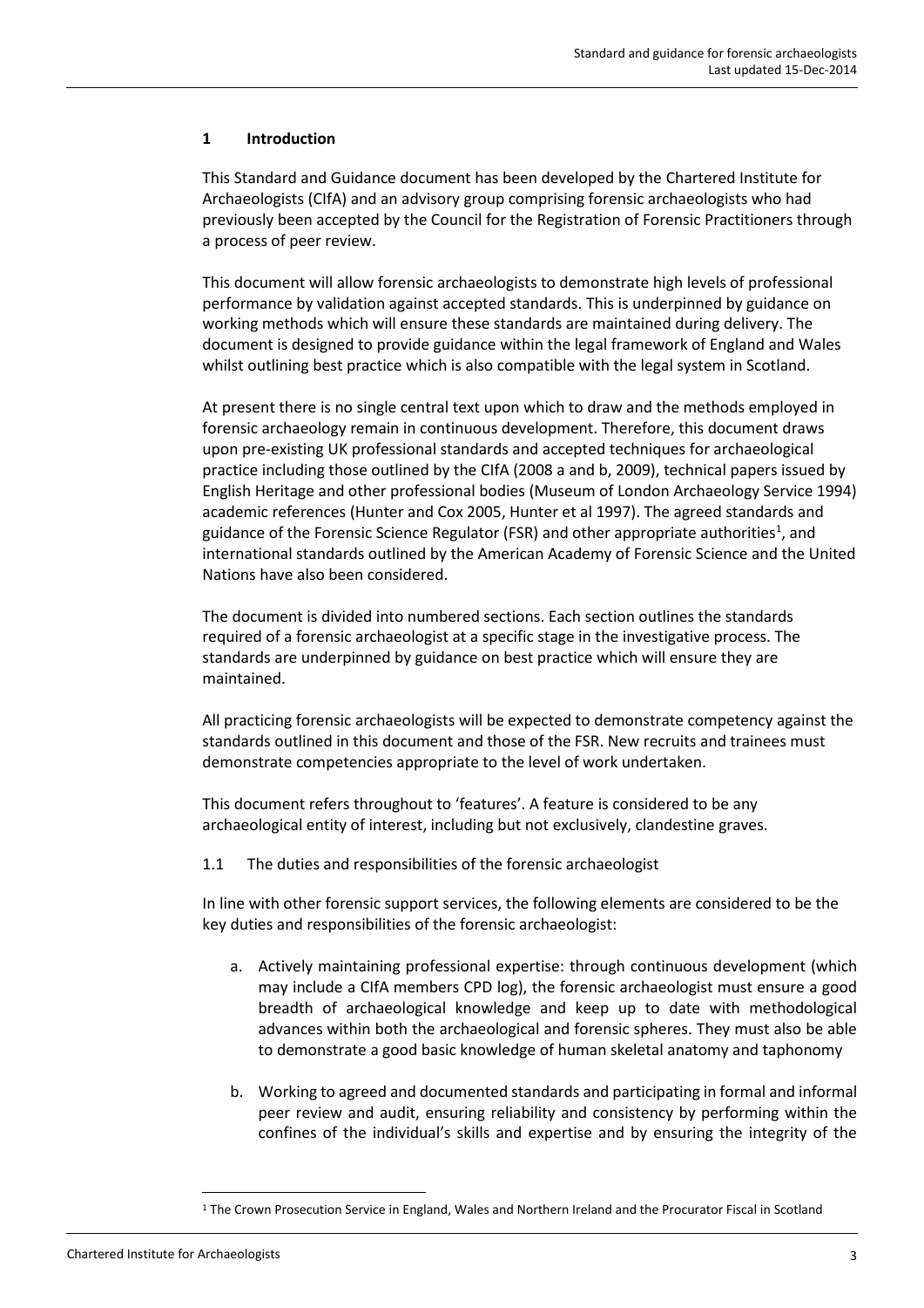## 1 Introduction

This Standard and Guidance document has been developed by the Chartered Institute for Archaeologists (CIfA) and an advisory group comprising forensic archaeologists who had previously been accepted by the Council for the Registration of Forensic Practitioners through a process of peer review.

This document will allow forensic archaeologists to demonstrate high levels of professional performance by validation against accepted standards. This is underpinned by guidance on working methods which will ensure these standards are maintained during delivery. The document is designed to provide guidance within the legal framework of England and Wales whilst outlining best practice which is also compatible with the legal system in Scotland.

At present there is no single central text upon which to draw and the methods employed in forensic archaeology remain in continuous development. Therefore, this document draws upon pre-existing UK professional standards and accepted techniques for archaeological practice including those outlined by the CIfA (2008 a and b, 2009), technical papers issued by English Heritage and other professional bodies (Museum of London Archaeology Service 1994) academic references (Hunter and Cox 2005, Hunter et al 1997). The agreed standards and guidance of the Forensic Science Regulator (FSR) and other appropriate authorities[1], and international standards outlined by the American Academy of Forensic Science and the United Nations have also been considered.

The document is divided into numbered sections. Each section outlines the standards required of a forensic archaeologist at a specific stage in the investigative process. The standards are underpinned by guidance on best practice which will ensure they are maintained.

All practicing forensic archaeologists will be expected to demonstrate competency against the standards outlined in this document and those of the FSR. New recruits and trainees must demonstrate competencies appropriate to the level of work undertaken.

This document refers throughout to 'features'. A feature is considered to be any archaeological entity of interest, including but not exclusively, clandestine graves.

### 1.1 The duties and responsibilities of the forensic archaeologist

In line with other forensic support services, the following elements are considered to be the key duties and responsibilities of the forensic archaeologist:

a. Actively maintaining professional expertise: through continuous development (which may include a CIfA members CPD log), the forensic archaeologist must ensure a good breadth of archaeological knowledge and keep up to date with methodological advances within both the archaeological and forensic spheres. They must also be able to demonstrate a good basic knowledge of human skeletal anatomy and taphonomy

b. Working to agreed and documented standards and participating in formal and informal peer review and audit, ensuring reliability and consistency by performing within the confines of the individual's skills and expertise and by ensuring the integrity of the

[1] The Crown Prosecution Service in England, Wales and Northern Ireland and the Procurator Fiscal in Scotland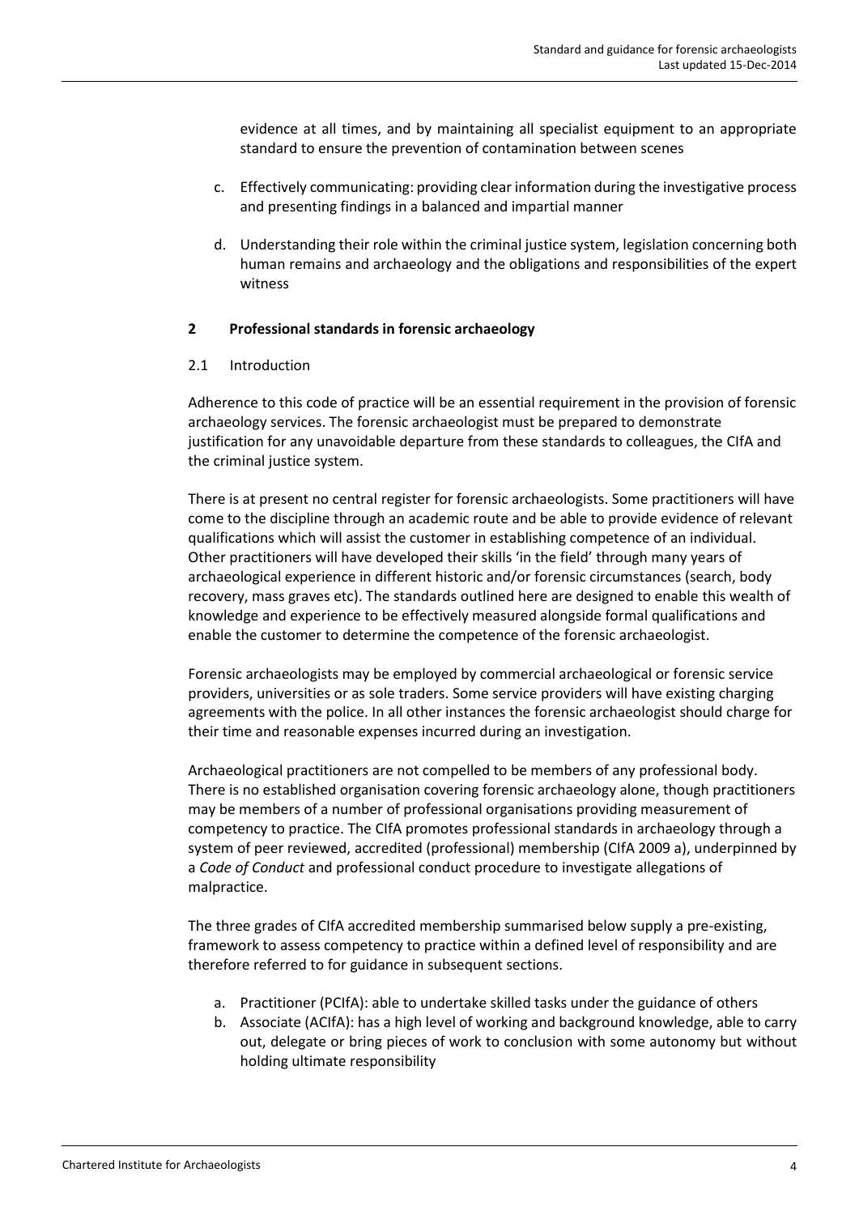evidence at all times, and by maintaining all specialist equipment to an appropriate standard to ensure the prevention of contamination between scenes

c. Effectively communicating: providing clear information during the investigative process and presenting findings in a balanced and impartial manner

d. Understanding their role within the criminal justice system, legislation concerning both human remains and archaeology and the obligations and responsibilities of the expert witness

## 2 Professional standards in forensic archaeology

### 2.1 Introduction

Adherence to this code of practice will be an essential requirement in the provision of forensic archaeology services. The forensic archaeologist must be prepared to demonstrate justification for any unavoidable departure from these standards to colleagues, the CIfA and the criminal justice system.

There is at present no central register for forensic archaeologists. Some practitioners will have come to the discipline through an academic route and be able to provide evidence of relevant qualifications which will assist the customer in establishing competence of an individual. Other practitioners will have developed their skills 'in the field' through many years of archaeological experience in different historic and/or forensic circumstances (search, body recovery, mass graves etc). The standards outlined here are designed to enable this wealth of knowledge and experience to be effectively measured alongside formal qualifications and enable the customer to determine the competence of the forensic archaeologist.

Forensic archaeologists may be employed by commercial archaeological or forensic service providers, universities or as sole traders. Some service providers will have existing charging agreements with the police. In all other instances the forensic archaeologist should charge for their time and reasonable expenses incurred during an investigation.

Archaeological practitioners are not compelled to be members of any professional body. There is no established organisation covering forensic archaeology alone, though practitioners may be members of a number of professional organisations providing measurement of competency to practice. The CIfA promotes professional standards in archaeology through a system of peer reviewed, accredited (professional) membership (CIfA 2009 a), underpinned by a *Code of Conduct* and professional conduct procedure to investigate allegations of malpractice.

The three grades of CIfA accredited membership summarised below supply a pre-existing, framework to assess competency to practice within a defined level of responsibility and are therefore referred to for guidance in subsequent sections.

a. Practitioner (PCIfA): able to undertake skilled tasks under the guidance of others
b. Associate (ACIfA): has a high level of working and background knowledge, able to carry out, delegate or bring pieces of work to conclusion with some autonomy but without holding ultimate responsibility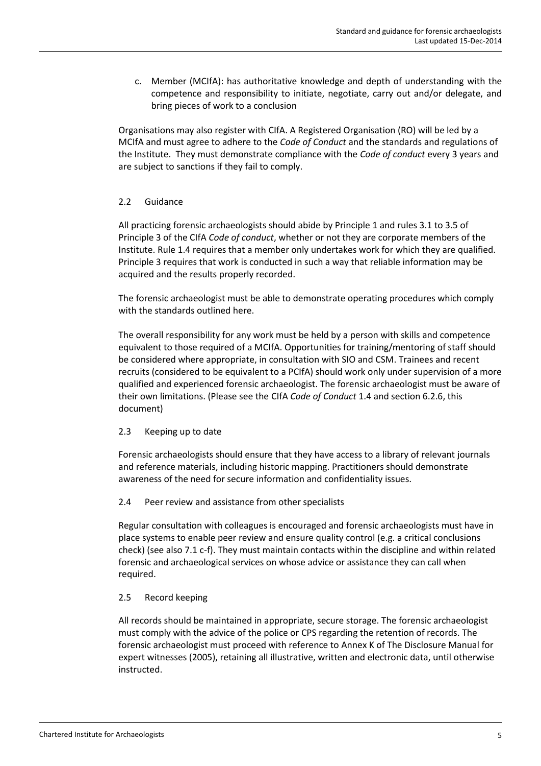c. Member (MCIfA): has authoritative knowledge and depth of understanding with the competence and responsibility to initiate, negotiate, carry out and/or delegate, and bring pieces of work to a conclusion

Organisations may also register with CIfA. A Registered Organisation (RO) will be led by a MCIfA and must agree to adhere to the *Code of Conduct* and the standards and regulations of the Institute. They must demonstrate compliance with the *Code of conduct* every 3 years and are subject to sanctions if they fail to comply.

### 2.2 Guidance

All practicing forensic archaeologists should abide by Principle 1 and rules 3.1 to 3.5 of Principle 3 of the CIfA *Code of conduct*, whether or not they are corporate members of the Institute. Rule 1.4 requires that a member only undertakes work for which they are qualified. Principle 3 requires that work is conducted in such a way that reliable information may be acquired and the results properly recorded.

The forensic archaeologist must be able to demonstrate operating procedures which comply with the standards outlined here.

The overall responsibility for any work must be held by a person with skills and competence equivalent to those required of a MCIfA. Opportunities for training/mentoring of staff should be considered where appropriate, in consultation with SIO and CSM. Trainees and recent recruits (considered to be equivalent to a PCIfA) should work only under supervision of a more qualified and experienced forensic archaeologist. The forensic archaeologist must be aware of their own limitations. (Please see the CIfA *Code of Conduct* 1.4 and section 6.2.6, this document)

### 2.3 Keeping up to date

Forensic archaeologists should ensure that they have access to a library of relevant journals and reference materials, including historic mapping. Practitioners should demonstrate awareness of the need for secure information and confidentiality issues.

### 2.4 Peer review and assistance from other specialists

Regular consultation with colleagues is encouraged and forensic archaeologists must have in place systems to enable peer review and ensure quality control (e.g. a critical conclusions check) (see also 7.1 c-f). They must maintain contacts within the discipline and within related forensic and archaeological services on whose advice or assistance they can call when required.

### 2.5 Record keeping

All records should be maintained in appropriate, secure storage. The forensic archaeologist must comply with the advice of the police or CPS regarding the retention of records. The forensic archaeologist must proceed with reference to Annex K of The Disclosure Manual for expert witnesses (2005), retaining all illustrative, written and electronic data, until otherwise instructed.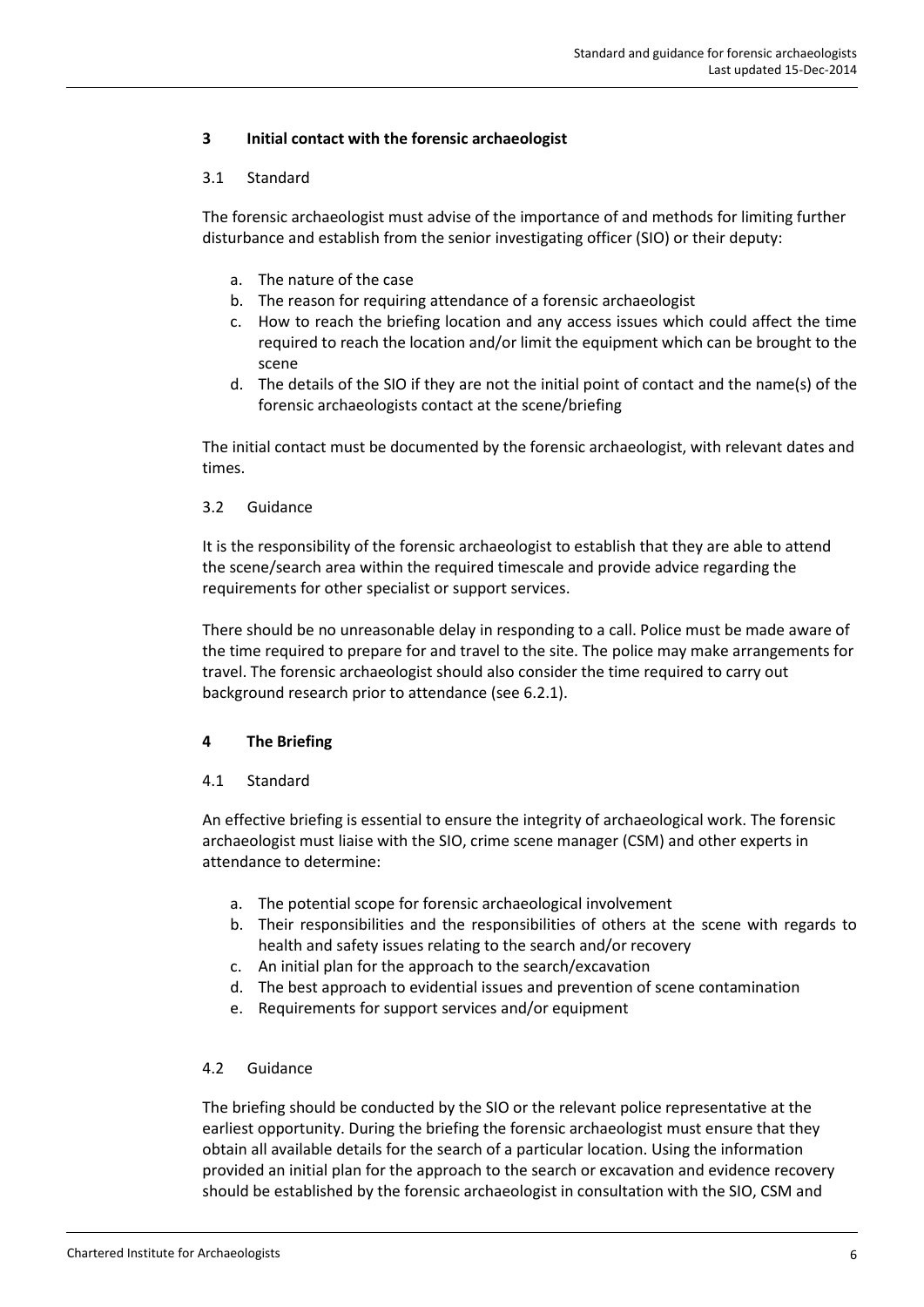## 3 Initial contact with the forensic archaeologist

### 3.1 Standard

The forensic archaeologist must advise of the importance of and methods for limiting further disturbance and establish from the senior investigating officer (SIO) or their deputy:

a. The nature of the case
b. The reason for requiring attendance of a forensic archaeologist
c. How to reach the briefing location and any access issues which could affect the time required to reach the location and/or limit the equipment which can be brought to the scene
d. The details of the SIO if they are not the initial point of contact and the name(s) of the forensic archaeologists contact at the scene/briefing

The initial contact must be documented by the forensic archaeologist, with relevant dates and times.

### 3.2 Guidance

It is the responsibility of the forensic archaeologist to establish that they are able to attend the scene/search area within the required timescale and provide advice regarding the requirements for other specialist or support services.

There should be no unreasonable delay in responding to a call. Police must be made aware of the time required to prepare for and travel to the site. The police may make arrangements for travel. The forensic archaeologist should also consider the time required to carry out background research prior to attendance (see 6.2.1).

## 4 The Briefing

### 4.1 Standard

An effective briefing is essential to ensure the integrity of archaeological work. The forensic archaeologist must liaise with the SIO, crime scene manager (CSM) and other experts in attendance to determine:

a. The potential scope for forensic archaeological involvement
b. Their responsibilities and the responsibilities of others at the scene with regards to health and safety issues relating to the search and/or recovery
c. An initial plan for the approach to the search/excavation
d. The best approach to evidential issues and prevention of scene contamination
e. Requirements for support services and/or equipment

### 4.2 Guidance

The briefing should be conducted by the SIO or the relevant police representative at the earliest opportunity. During the briefing the forensic archaeologist must ensure that they obtain all available details for the search of a particular location. Using the information provided an initial plan for the approach to the search or excavation and evidence recovery should be established by the forensic archaeologist in consultation with the SIO, CSM and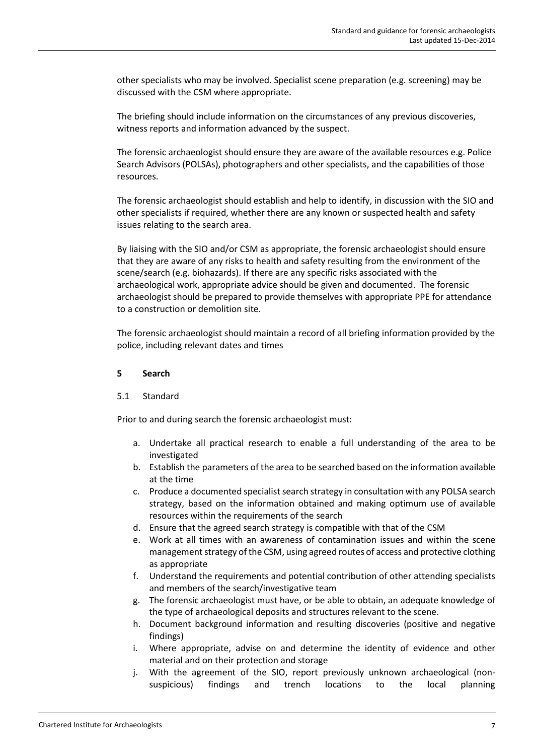other specialists who may be involved. Specialist scene preparation (e.g. screening) may be discussed with the CSM where appropriate.

The briefing should include information on the circumstances of any previous discoveries, witness reports and information advanced by the suspect.

The forensic archaeologist should ensure they are aware of the available resources e.g. Police Search Advisors (POLSAs), photographers and other specialists, and the capabilities of those resources.

The forensic archaeologist should establish and help to identify, in discussion with the SIO and other specialists if required, whether there are any known or suspected health and safety issues relating to the search area.

By liaising with the SIO and/or CSM as appropriate, the forensic archaeologist should ensure that they are aware of any risks to health and safety resulting from the environment of the scene/search (e.g. biohazards). If there are any specific risks associated with the archaeological work, appropriate advice should be given and documented. The forensic archaeologist should be prepared to provide themselves with appropriate PPE for attendance to a construction or demolition site.

The forensic archaeologist should maintain a record of all briefing information provided by the police, including relevant dates and times

## 5 Search

### 5.1 Standard

Prior to and during search the forensic archaeologist must:

a. Undertake all practical research to enable a full understanding of the area to be investigated
b. Establish the parameters of the area to be searched based on the information available at the time
c. Produce a documented specialist search strategy in consultation with any POLSA search strategy, based on the information obtained and making optimum use of available resources within the requirements of the search
d. Ensure that the agreed search strategy is compatible with that of the CSM
e. Work at all times with an awareness of contamination issues and within the scene management strategy of the CSM, using agreed routes of access and protective clothing as appropriate
f. Understand the requirements and potential contribution of other attending specialists and members of the search/investigative team
g. The forensic archaeologist must have, or be able to obtain, an adequate knowledge of the type of archaeological deposits and structures relevant to the scene.
h. Document background information and resulting discoveries (positive and negative findings)
i. Where appropriate, advise on and determine the identity of evidence and other material and on their protection and storage
j. With the agreement of the SIO, report previously unknown archaeological (non-suspicious) findings and trench locations to the local planning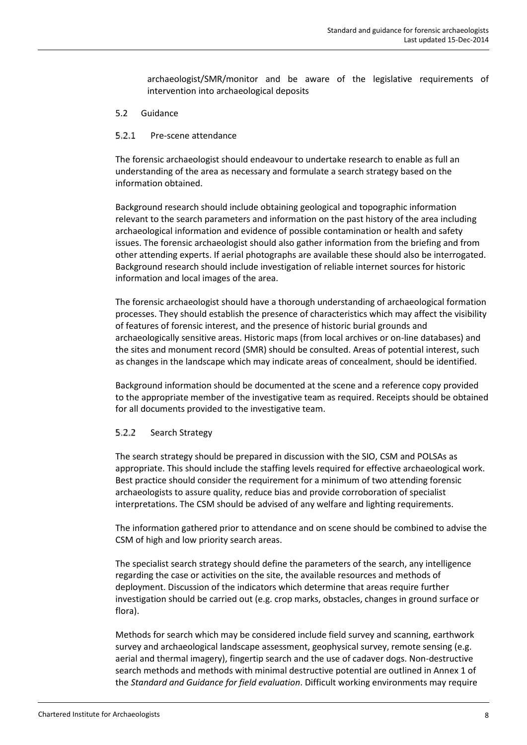archaeologist/SMR/monitor and be aware of the legislative requirements of intervention into archaeological deposits

## 5.2 Guidance

### 5.2.1 Pre-scene attendance

The forensic archaeologist should endeavour to undertake research to enable as full an understanding of the area as necessary and formulate a search strategy based on the information obtained.

Background research should include obtaining geological and topographic information relevant to the search parameters and information on the past history of the area including archaeological information and evidence of possible contamination or health and safety issues. The forensic archaeologist should also gather information from the briefing and from other attending experts. If aerial photographs are available these should also be interrogated. Background research should include investigation of reliable internet sources for historic information and local images of the area.

The forensic archaeologist should have a thorough understanding of archaeological formation processes. They should establish the presence of characteristics which may affect the visibility of features of forensic interest, and the presence of historic burial grounds and archaeologically sensitive areas. Historic maps (from local archives or on-line databases) and the sites and monument record (SMR) should be consulted. Areas of potential interest, such as changes in the landscape which may indicate areas of concealment, should be identified.

Background information should be documented at the scene and a reference copy provided to the appropriate member of the investigative team as required. Receipts should be obtained for all documents provided to the investigative team.

### 5.2.2 Search Strategy

The search strategy should be prepared in discussion with the SIO, CSM and POLSAs as appropriate. This should include the staffing levels required for effective archaeological work. Best practice should consider the requirement for a minimum of two attending forensic archaeologists to assure quality, reduce bias and provide corroboration of specialist interpretations. The CSM should be advised of any welfare and lighting requirements.

The information gathered prior to attendance and on scene should be combined to advise the CSM of high and low priority search areas.

The specialist search strategy should define the parameters of the search, any intelligence regarding the case or activities on the site, the available resources and methods of deployment. Discussion of the indicators which determine that areas require further investigation should be carried out (e.g. crop marks, obstacles, changes in ground surface or flora).

Methods for search which may be considered include field survey and scanning, earthwork survey and archaeological landscape assessment, geophysical survey, remote sensing (e.g. aerial and thermal imagery), fingertip search and the use of cadaver dogs. Non-destructive search methods and methods with minimal destructive potential are outlined in Annex 1 of the *Standard and Guidance for field evaluation*. Difficult working environments may require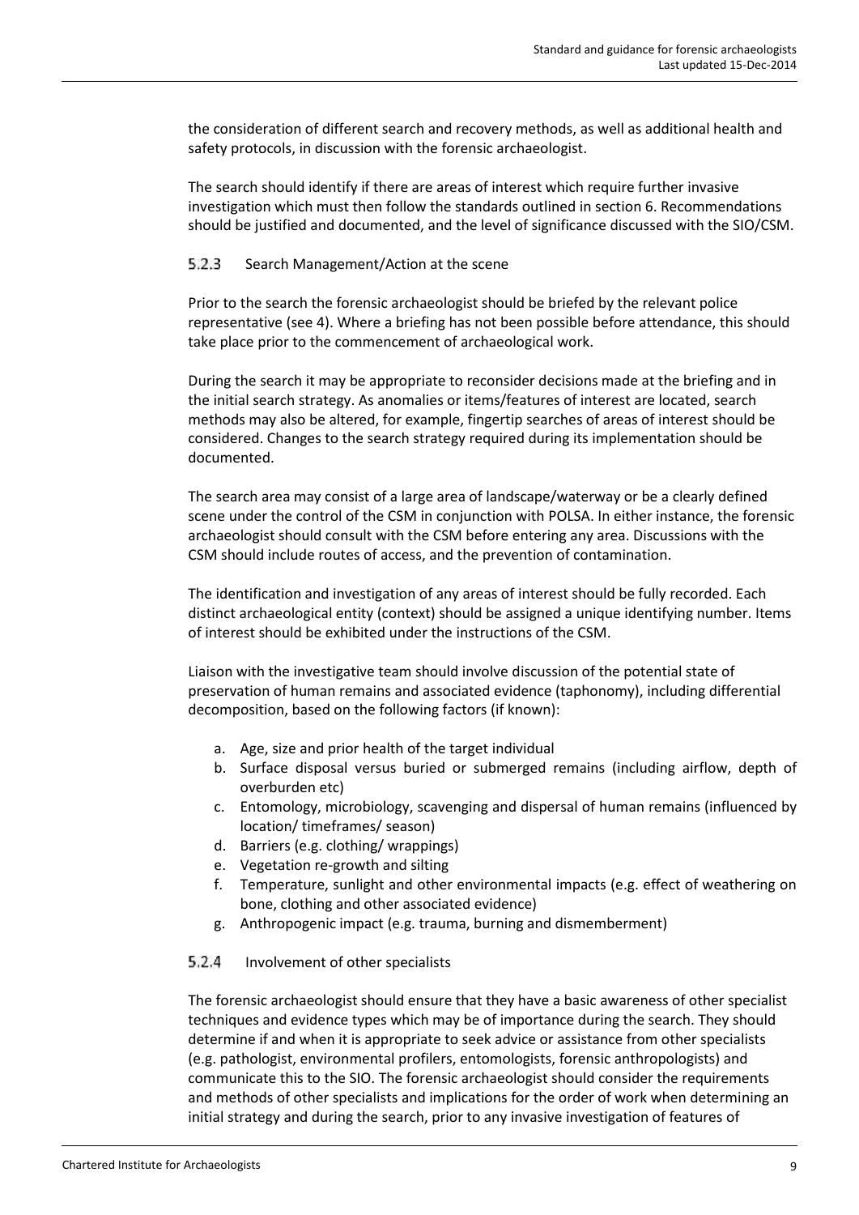the consideration of different search and recovery methods, as well as additional health and safety protocols, in discussion with the forensic archaeologist.

The search should identify if there are areas of interest which require further invasive investigation which must then follow the standards outlined in section 6. Recommendations should be justified and documented, and the level of significance discussed with the SIO/CSM.

#### 5.2.3 Search Management/Action at the scene

Prior to the search the forensic archaeologist should be briefed by the relevant police representative (see 4). Where a briefing has not been possible before attendance, this should take place prior to the commencement of archaeological work.

During the search it may be appropriate to reconsider decisions made at the briefing and in the initial search strategy. As anomalies or items/features of interest are located, search methods may also be altered, for example, fingertip searches of areas of interest should be considered. Changes to the search strategy required during its implementation should be documented.

The search area may consist of a large area of landscape/waterway or be a clearly defined scene under the control of the CSM in conjunction with POLSA. In either instance, the forensic archaeologist should consult with the CSM before entering any area. Discussions with the CSM should include routes of access, and the prevention of contamination.

The identification and investigation of any areas of interest should be fully recorded. Each distinct archaeological entity (context) should be assigned a unique identifying number. Items of interest should be exhibited under the instructions of the CSM.

Liaison with the investigative team should involve discussion of the potential state of preservation of human remains and associated evidence (taphonomy), including differential decomposition, based on the following factors (if known):

a. Age, size and prior health of the target individual
b. Surface disposal versus buried or submerged remains (including airflow, depth of overburden etc)
c. Entomology, microbiology, scavenging and dispersal of human remains (influenced by location/ timeframes/ season)
d. Barriers (e.g. clothing/ wrappings)
e. Vegetation re-growth and silting
f. Temperature, sunlight and other environmental impacts (e.g. effect of weathering on bone, clothing and other associated evidence)
g. Anthropogenic impact (e.g. trauma, burning and dismemberment)

#### 5.2.4 Involvement of other specialists

The forensic archaeologist should ensure that they have a basic awareness of other specialist techniques and evidence types which may be of importance during the search. They should determine if and when it is appropriate to seek advice or assistance from other specialists (e.g. pathologist, environmental profilers, entomologists, forensic anthropologists) and communicate this to the SIO. The forensic archaeologist should consider the requirements and methods of other specialists and implications for the order of work when determining an initial strategy and during the search, prior to any invasive investigation of features of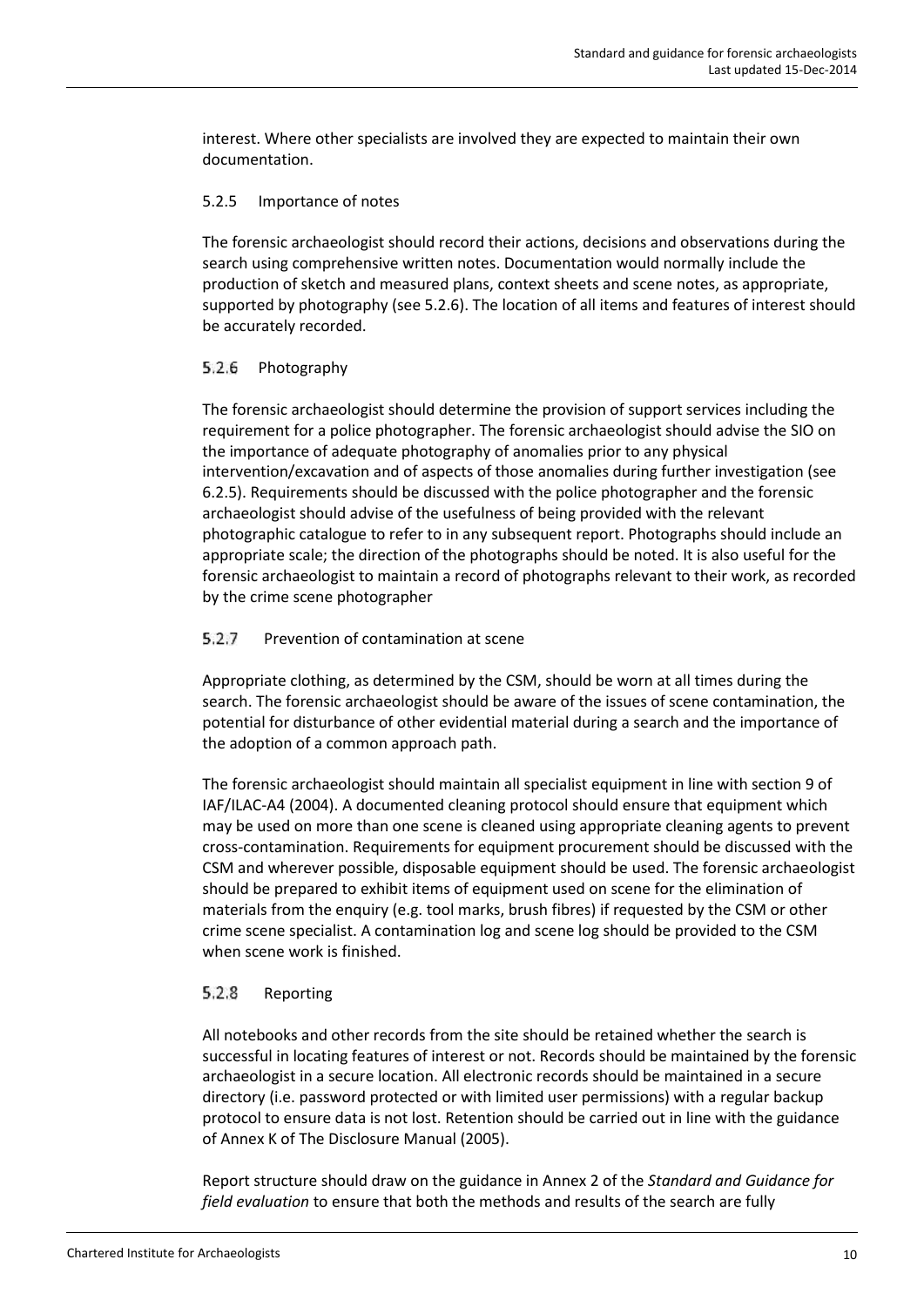interest. Where other specialists are involved they are expected to maintain their own documentation.

#### 5.2.5 Importance of notes

The forensic archaeologist should record their actions, decisions and observations during the search using comprehensive written notes. Documentation would normally include the production of sketch and measured plans, context sheets and scene notes, as appropriate, supported by photography (see 5.2.6). The location of all items and features of interest should be accurately recorded.

#### 5.2.6 Photography

The forensic archaeologist should determine the provision of support services including the requirement for a police photographer. The forensic archaeologist should advise the SIO on the importance of adequate photography of anomalies prior to any physical intervention/excavation and of aspects of those anomalies during further investigation (see 6.2.5). Requirements should be discussed with the police photographer and the forensic archaeologist should advise of the usefulness of being provided with the relevant photographic catalogue to refer to in any subsequent report. Photographs should include an appropriate scale; the direction of the photographs should be noted. It is also useful for the forensic archaeologist to maintain a record of photographs relevant to their work, as recorded by the crime scene photographer

#### 5.2.7 Prevention of contamination at scene

Appropriate clothing, as determined by the CSM, should be worn at all times during the search. The forensic archaeologist should be aware of the issues of scene contamination, the potential for disturbance of other evidential material during a search and the importance of the adoption of a common approach path.

The forensic archaeologist should maintain all specialist equipment in line with section 9 of IAF/ILAC-A4 (2004). A documented cleaning protocol should ensure that equipment which may be used on more than one scene is cleaned using appropriate cleaning agents to prevent cross-contamination. Requirements for equipment procurement should be discussed with the CSM and wherever possible, disposable equipment should be used. The forensic archaeologist should be prepared to exhibit items of equipment used on scene for the elimination of materials from the enquiry (e.g. tool marks, brush fibres) if requested by the CSM or other crime scene specialist. A contamination log and scene log should be provided to the CSM when scene work is finished.

#### 5.2.8 Reporting

All notebooks and other records from the site should be retained whether the search is successful in locating features of interest or not. Records should be maintained by the forensic archaeologist in a secure location. All electronic records should be maintained in a secure directory (i.e. password protected or with limited user permissions) with a regular backup protocol to ensure data is not lost. Retention should be carried out in line with the guidance of Annex K of The Disclosure Manual (2005).

Report structure should draw on the guidance in Annex 2 of the *Standard and Guidance for field evaluation* to ensure that both the methods and results of the search are fully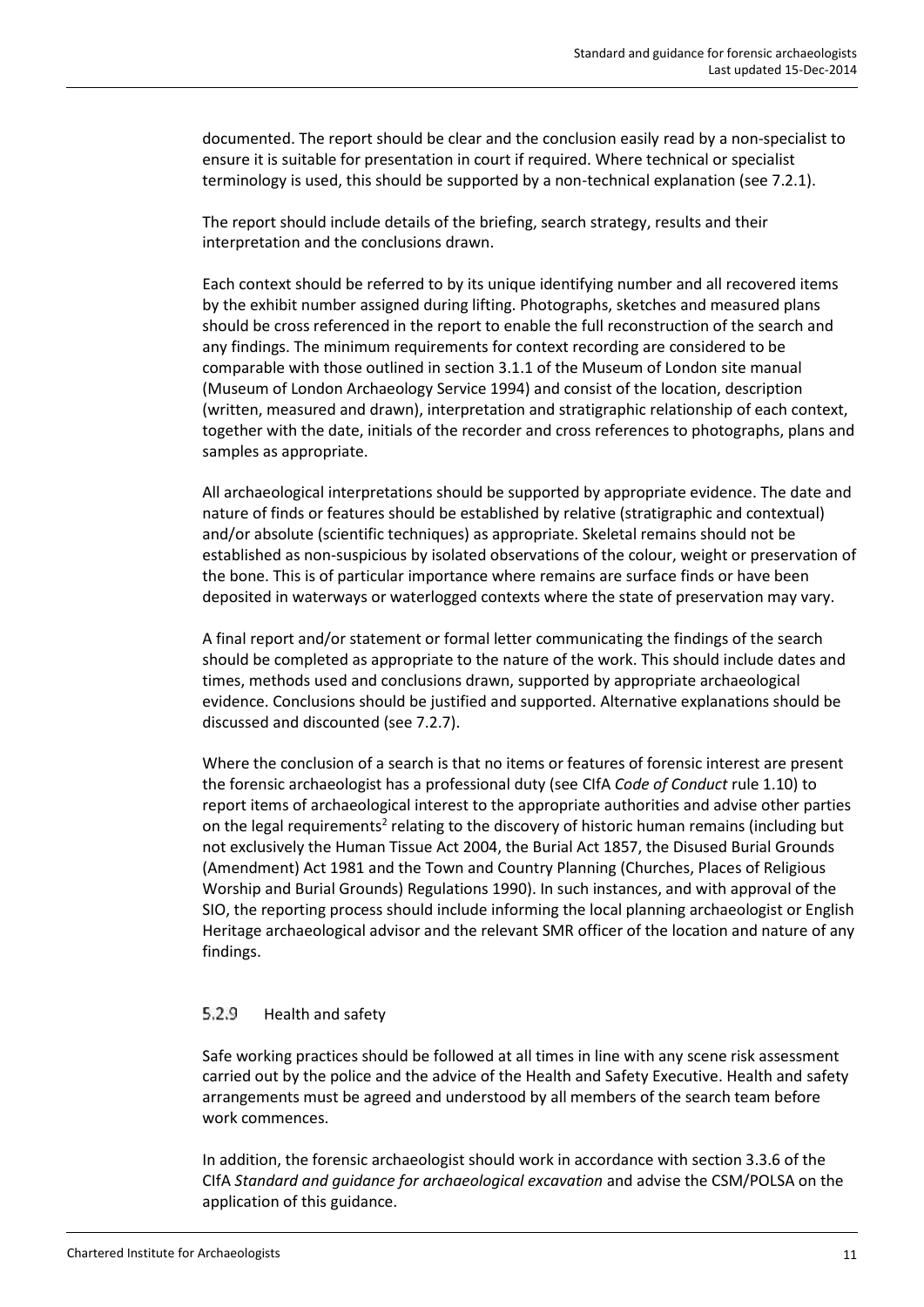documented. The report should be clear and the conclusion easily read by a non-specialist to ensure it is suitable for presentation in court if required. Where technical or specialist terminology is used, this should be supported by a non-technical explanation (see 7.2.1).

The report should include details of the briefing, search strategy, results and their interpretation and the conclusions drawn.

Each context should be referred to by its unique identifying number and all recovered items by the exhibit number assigned during lifting. Photographs, sketches and measured plans should be cross referenced in the report to enable the full reconstruction of the search and any findings. The minimum requirements for context recording are considered to be comparable with those outlined in section 3.1.1 of the Museum of London site manual (Museum of London Archaeology Service 1994) and consist of the location, description (written, measured and drawn), interpretation and stratigraphic relationship of each context, together with the date, initials of the recorder and cross references to photographs, plans and samples as appropriate.

All archaeological interpretations should be supported by appropriate evidence. The date and nature of finds or features should be established by relative (stratigraphic and contextual) and/or absolute (scientific techniques) as appropriate. Skeletal remains should not be established as non-suspicious by isolated observations of the colour, weight or preservation of the bone. This is of particular importance where remains are surface finds or have been deposited in waterways or waterlogged contexts where the state of preservation may vary.

A final report and/or statement or formal letter communicating the findings of the search should be completed as appropriate to the nature of the work. This should include dates and times, methods used and conclusions drawn, supported by appropriate archaeological evidence. Conclusions should be justified and supported. Alternative explanations should be discussed and discounted (see 7.2.7).

Where the conclusion of a search is that no items or features of forensic interest are present the forensic archaeologist has a professional duty (see CIfA *Code of Conduct* rule 1.10) to report items of archaeological interest to the appropriate authorities and advise other parties on the legal requirements[2] relating to the discovery of historic human remains (including but not exclusively the Human Tissue Act 2004, the Burial Act 1857, the Disused Burial Grounds (Amendment) Act 1981 and the Town and Country Planning (Churches, Places of Religious Worship and Burial Grounds) Regulations 1990). In such instances, and with approval of the SIO, the reporting process should include informing the local planning archaeologist or English Heritage archaeological advisor and the relevant SMR officer of the location and nature of any findings.

#### 5.2.9 Health and safety

Safe working practices should be followed at all times in line with any scene risk assessment carried out by the police and the advice of the Health and Safety Executive. Health and safety arrangements must be agreed and understood by all members of the search team before work commences.

In addition, the forensic archaeologist should work in accordance with section 3.3.6 of the CIfA *Standard and guidance for archaeological excavation* and advise the CSM/POLSA on the application of this guidance.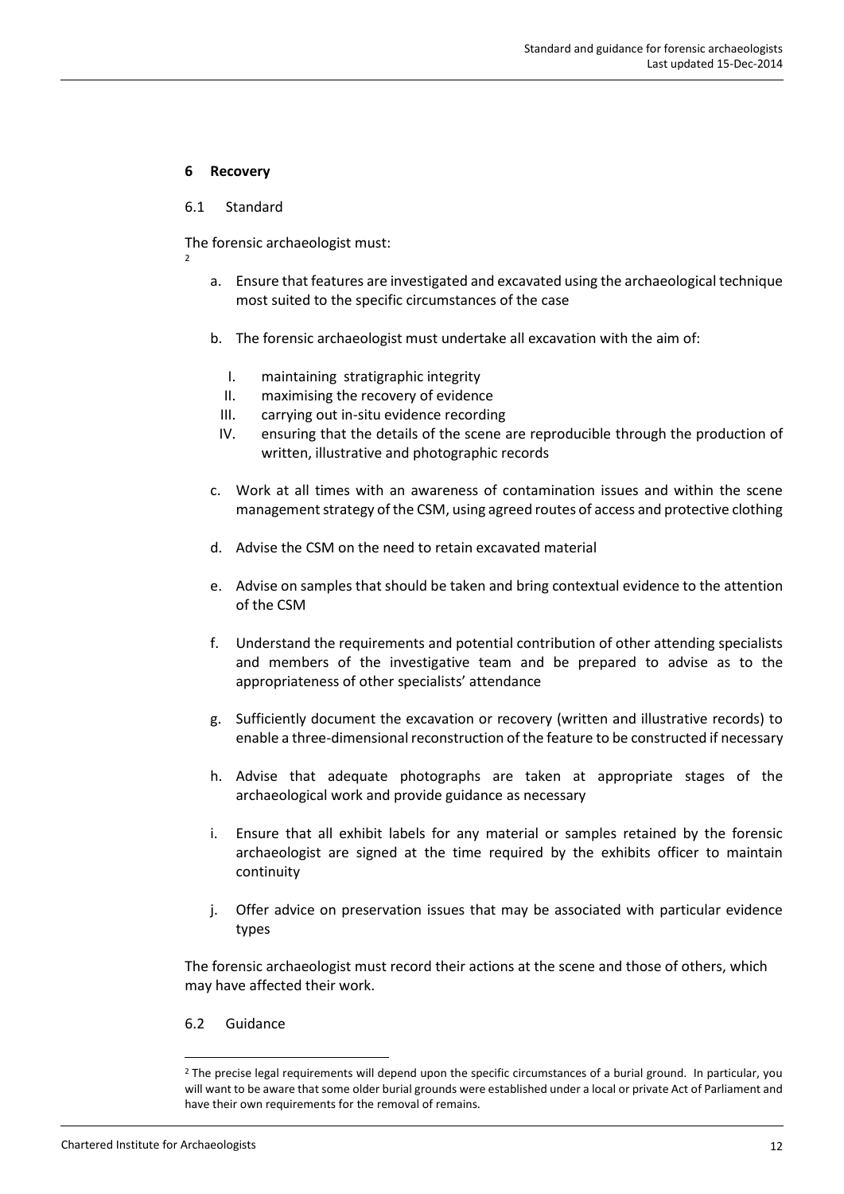## 6 Recovery

### 6.1 Standard

The forensic archaeologist must:
[2]

a. Ensure that features are investigated and excavated using the archaeological technique most suited to the specific circumstances of the case

b. The forensic archaeologist must undertake all excavation with the aim of:

   I. maintaining stratigraphic integrity
   II. maximising the recovery of evidence
   III. carrying out in-situ evidence recording
   IV. ensuring that the details of the scene are reproducible through the production of written, illustrative and photographic records

c. Work at all times with an awareness of contamination issues and within the scene management strategy of the CSM, using agreed routes of access and protective clothing

d. Advise the CSM on the need to retain excavated material

e. Advise on samples that should be taken and bring contextual evidence to the attention of the CSM

f. Understand the requirements and potential contribution of other attending specialists and members of the investigative team and be prepared to advise as to the appropriateness of other specialists' attendance

g. Sufficiently document the excavation or recovery (written and illustrative records) to enable a three-dimensional reconstruction of the feature to be constructed if necessary

h. Advise that adequate photographs are taken at appropriate stages of the archaeological work and provide guidance as necessary

i. Ensure that all exhibit labels for any material or samples retained by the forensic archaeologist are signed at the time required by the exhibits officer to maintain continuity

j. Offer advice on preservation issues that may be associated with particular evidence types

The forensic archaeologist must record their actions at the scene and those of others, which may have affected their work.

### 6.2 Guidance

[2] The precise legal requirements will depend upon the specific circumstances of a burial ground. In particular, you will want to be aware that some older burial grounds were established under a local or private Act of Parliament and have their own requirements for the removal of remains.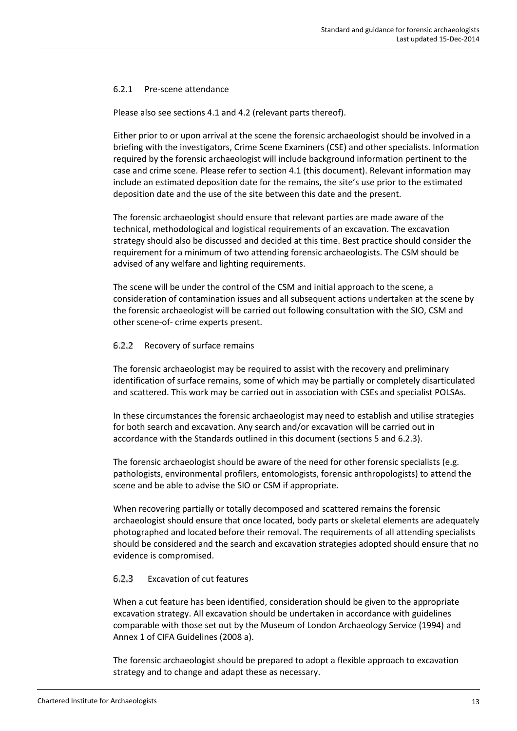#### 6.2.1 Pre-scene attendance

Please also see sections 4.1 and 4.2 (relevant parts thereof).

Either prior to or upon arrival at the scene the forensic archaeologist should be involved in a briefing with the investigators, Crime Scene Examiners (CSE) and other specialists. Information required by the forensic archaeologist will include background information pertinent to the case and crime scene. Please refer to section 4.1 (this document). Relevant information may include an estimated deposition date for the remains, the site's use prior to the estimated deposition date and the use of the site between this date and the present.

The forensic archaeologist should ensure that relevant parties are made aware of the technical, methodological and logistical requirements of an excavation. The excavation strategy should also be discussed and decided at this time. Best practice should consider the requirement for a minimum of two attending forensic archaeologists. The CSM should be advised of any welfare and lighting requirements.

The scene will be under the control of the CSM and initial approach to the scene, a consideration of contamination issues and all subsequent actions undertaken at the scene by the forensic archaeologist will be carried out following consultation with the SIO, CSM and other scene-of- crime experts present.

#### 6.2.2 Recovery of surface remains

The forensic archaeologist may be required to assist with the recovery and preliminary identification of surface remains, some of which may be partially or completely disarticulated and scattered. This work may be carried out in association with CSEs and specialist POLSAs.

In these circumstances the forensic archaeologist may need to establish and utilise strategies for both search and excavation. Any search and/or excavation will be carried out in accordance with the Standards outlined in this document (sections 5 and 6.2.3).

The forensic archaeologist should be aware of the need for other forensic specialists (e.g. pathologists, environmental profilers, entomologists, forensic anthropologists) to attend the scene and be able to advise the SIO or CSM if appropriate.

When recovering partially or totally decomposed and scattered remains the forensic archaeologist should ensure that once located, body parts or skeletal elements are adequately photographed and located before their removal. The requirements of all attending specialists should be considered and the search and excavation strategies adopted should ensure that no evidence is compromised.

#### 6.2.3 Excavation of cut features

When a cut feature has been identified, consideration should be given to the appropriate excavation strategy. All excavation should be undertaken in accordance with guidelines comparable with those set out by the Museum of London Archaeology Service (1994) and Annex 1 of CIFA Guidelines (2008 a).

The forensic archaeologist should be prepared to adopt a flexible approach to excavation strategy and to change and adapt these as necessary.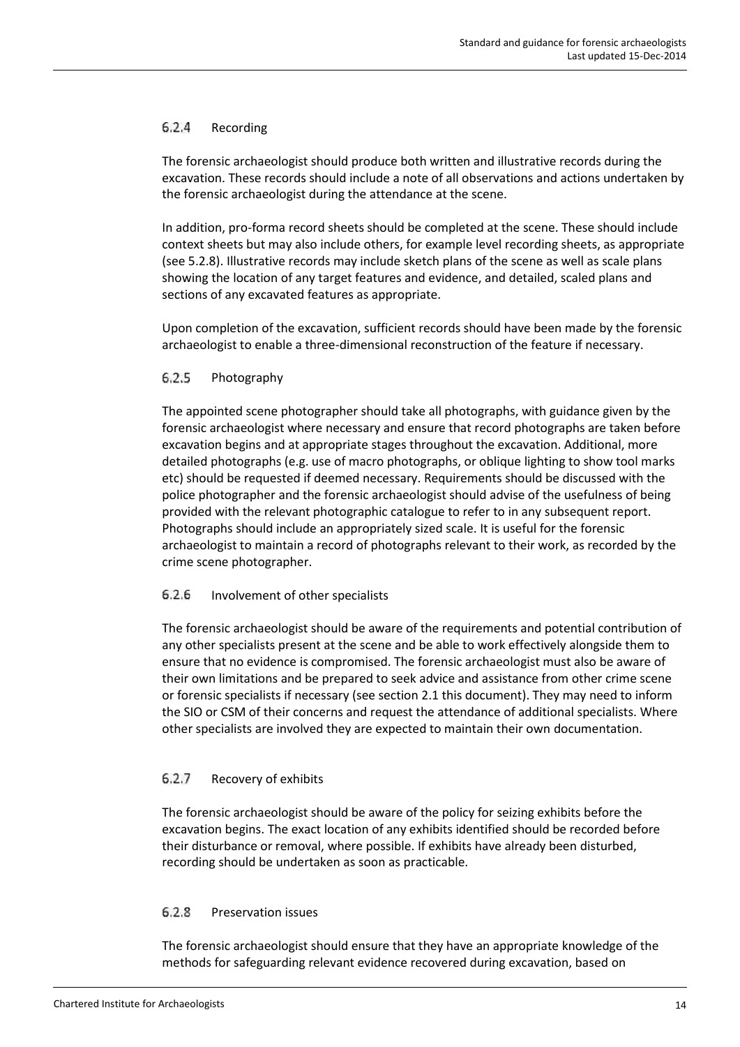#### 6.2.4 Recording

The forensic archaeologist should produce both written and illustrative records during the excavation. These records should include a note of all observations and actions undertaken by the forensic archaeologist during the attendance at the scene.

In addition, pro-forma record sheets should be completed at the scene. These should include context sheets but may also include others, for example level recording sheets, as appropriate (see 5.2.8). Illustrative records may include sketch plans of the scene as well as scale plans showing the location of any target features and evidence, and detailed, scaled plans and sections of any excavated features as appropriate.

Upon completion of the excavation, sufficient records should have been made by the forensic archaeologist to enable a three-dimensional reconstruction of the feature if necessary.

#### 6.2.5 Photography

The appointed scene photographer should take all photographs, with guidance given by the forensic archaeologist where necessary and ensure that record photographs are taken before excavation begins and at appropriate stages throughout the excavation. Additional, more detailed photographs (e.g. use of macro photographs, or oblique lighting to show tool marks etc) should be requested if deemed necessary. Requirements should be discussed with the police photographer and the forensic archaeologist should advise of the usefulness of being provided with the relevant photographic catalogue to refer to in any subsequent report. Photographs should include an appropriately sized scale. It is useful for the forensic archaeologist to maintain a record of photographs relevant to their work, as recorded by the crime scene photographer.

#### 6.2.6 Involvement of other specialists

The forensic archaeologist should be aware of the requirements and potential contribution of any other specialists present at the scene and be able to work effectively alongside them to ensure that no evidence is compromised. The forensic archaeologist must also be aware of their own limitations and be prepared to seek advice and assistance from other crime scene or forensic specialists if necessary (see section 2.1 this document). They may need to inform the SIO or CSM of their concerns and request the attendance of additional specialists. Where other specialists are involved they are expected to maintain their own documentation.

#### 6.2.7 Recovery of exhibits

The forensic archaeologist should be aware of the policy for seizing exhibits before the excavation begins. The exact location of any exhibits identified should be recorded before their disturbance or removal, where possible. If exhibits have already been disturbed, recording should be undertaken as soon as practicable.

#### 6.2.8 Preservation issues

The forensic archaeologist should ensure that they have an appropriate knowledge of the methods for safeguarding relevant evidence recovered during excavation, based on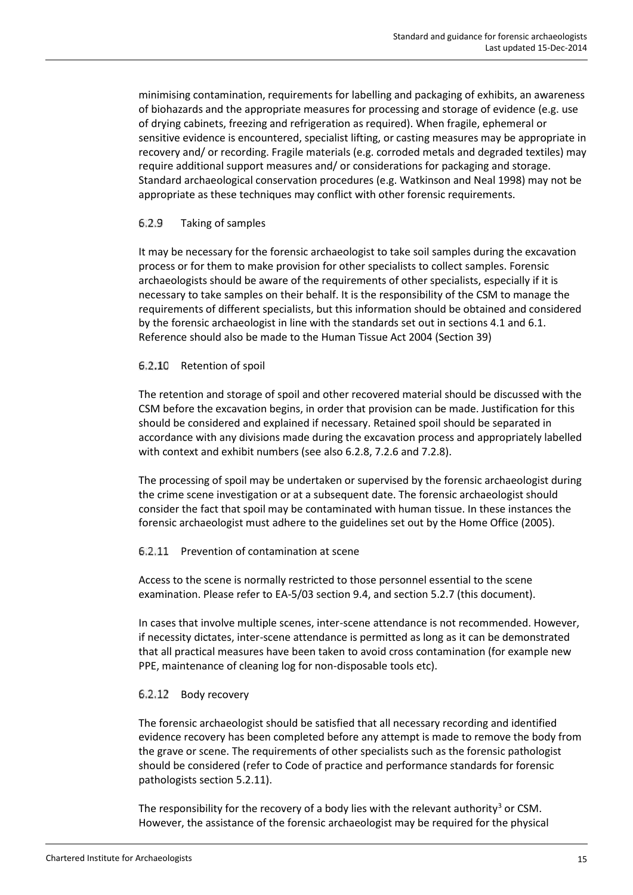minimising contamination, requirements for labelling and packaging of exhibits, an awareness of biohazards and the appropriate measures for processing and storage of evidence (e.g. use of drying cabinets, freezing and refrigeration as required). When fragile, ephemeral or sensitive evidence is encountered, specialist lifting, or casting measures may be appropriate in recovery and/ or recording. Fragile materials (e.g. corroded metals and degraded textiles) may require additional support measures and/ or considerations for packaging and storage. Standard archaeological conservation procedures (e.g. Watkinson and Neal 1998) may not be appropriate as these techniques may conflict with other forensic requirements.

#### 6.2.9 Taking of samples

It may be necessary for the forensic archaeologist to take soil samples during the excavation process or for them to make provision for other specialists to collect samples. Forensic archaeologists should be aware of the requirements of other specialists, especially if it is necessary to take samples on their behalf. It is the responsibility of the CSM to manage the requirements of different specialists, but this information should be obtained and considered by the forensic archaeologist in line with the standards set out in sections 4.1 and 6.1. Reference should also be made to the Human Tissue Act 2004 (Section 39)

#### 6.2.10 Retention of spoil

The retention and storage of spoil and other recovered material should be discussed with the CSM before the excavation begins, in order that provision can be made. Justification for this should be considered and explained if necessary. Retained spoil should be separated in accordance with any divisions made during the excavation process and appropriately labelled with context and exhibit numbers (see also 6.2.8, 7.2.6 and 7.2.8).

The processing of spoil may be undertaken or supervised by the forensic archaeologist during the crime scene investigation or at a subsequent date. The forensic archaeologist should consider the fact that spoil may be contaminated with human tissue. In these instances the forensic archaeologist must adhere to the guidelines set out by the Home Office (2005).

#### 6.2.11 Prevention of contamination at scene

Access to the scene is normally restricted to those personnel essential to the scene examination. Please refer to EA-5/03 section 9.4, and section 5.2.7 (this document).

In cases that involve multiple scenes, inter-scene attendance is not recommended. However, if necessity dictates, inter-scene attendance is permitted as long as it can be demonstrated that all practical measures have been taken to avoid cross contamination (for example new PPE, maintenance of cleaning log for non-disposable tools etc).

#### 6.2.12 Body recovery

The forensic archaeologist should be satisfied that all necessary recording and identified evidence recovery has been completed before any attempt is made to remove the body from the grave or scene. The requirements of other specialists such as the forensic pathologist should be considered (refer to Code of practice and performance standards for forensic pathologists section 5.2.11).

The responsibility for the recovery of a body lies with the relevant authority[3] or CSM. However, the assistance of the forensic archaeologist may be required for the physical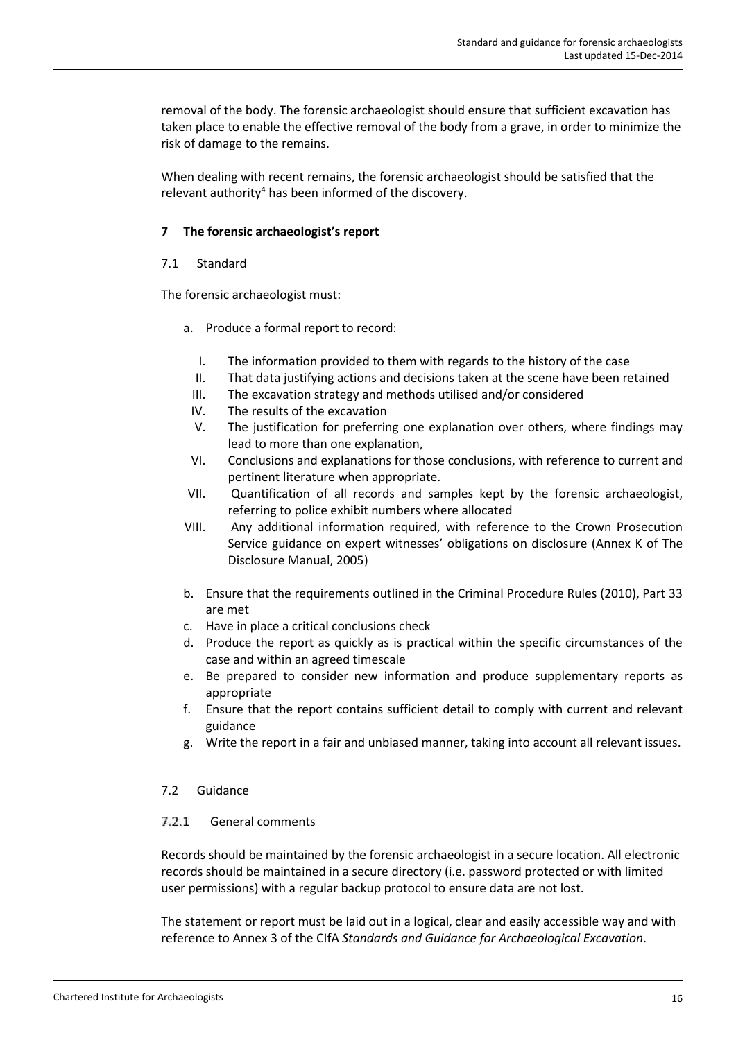removal of the body. The forensic archaeologist should ensure that sufficient excavation has taken place to enable the effective removal of the body from a grave, in order to minimize the risk of damage to the remains.

When dealing with recent remains, the forensic archaeologist should be satisfied that the relevant authority[4] has been informed of the discovery.

## 7 The forensic archaeologist's report

### 7.1 Standard

The forensic archaeologist must:

a. Produce a formal report to record:

   I. The information provided to them with regards to the history of the case
   II. That data justifying actions and decisions taken at the scene have been retained
   III. The excavation strategy and methods utilised and/or considered
   IV. The results of the excavation
   V. The justification for preferring one explanation over others, where findings may lead to more than one explanation,
   VI. Conclusions and explanations for those conclusions, with reference to current and pertinent literature when appropriate.
   VII. Quantification of all records and samples kept by the forensic archaeologist, referring to police exhibit numbers where allocated
   VIII. Any additional information required, with reference to the Crown Prosecution Service guidance on expert witnesses' obligations on disclosure (Annex K of The Disclosure Manual, 2005)

b. Ensure that the requirements outlined in the Criminal Procedure Rules (2010), Part 33 are met
c. Have in place a critical conclusions check
d. Produce the report as quickly as is practical within the specific circumstances of the case and within an agreed timescale
e. Be prepared to consider new information and produce supplementary reports as appropriate
f. Ensure that the report contains sufficient detail to comply with current and relevant guidance
g. Write the report in a fair and unbiased manner, taking into account all relevant issues.

### 7.2 Guidance

#### 7.2.1 General comments

Records should be maintained by the forensic archaeologist in a secure location. All electronic records should be maintained in a secure directory (i.e. password protected or with limited user permissions) with a regular backup protocol to ensure data are not lost.

The statement or report must be laid out in a logical, clear and easily accessible way and with reference to Annex 3 of the CIfA *Standards and Guidance for Archaeological Excavation*.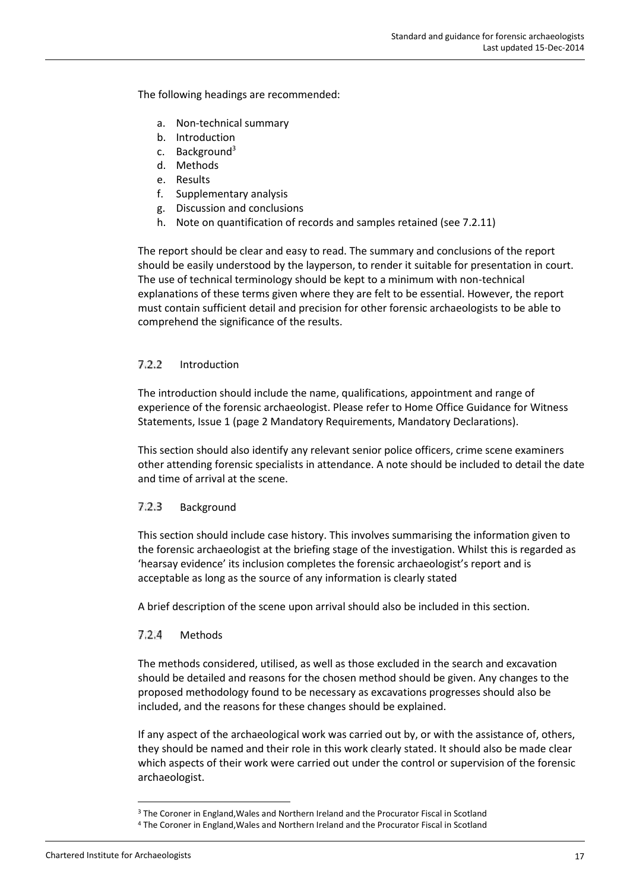The following headings are recommended:

a. Non-technical summary
b. Introduction
c. Background[3]
d. Methods
e. Results
f. Supplementary analysis
g. Discussion and conclusions
h. Note on quantification of records and samples retained (see 7.2.11)

The report should be clear and easy to read. The summary and conclusions of the report should be easily understood by the layperson, to render it suitable for presentation in court. The use of technical terminology should be kept to a minimum with non-technical explanations of these terms given where they are felt to be essential. However, the report must contain sufficient detail and precision for other forensic archaeologists to be able to comprehend the significance of the results.

### 7.2.2 Introduction

The introduction should include the name, qualifications, appointment and range of experience of the forensic archaeologist. Please refer to Home Office Guidance for Witness Statements, Issue 1 (page 2 Mandatory Requirements, Mandatory Declarations).

This section should also identify any relevant senior police officers, crime scene examiners other attending forensic specialists in attendance. A note should be included to detail the date and time of arrival at the scene.

### 7.2.3 Background

This section should include case history. This involves summarising the information given to the forensic archaeologist at the briefing stage of the investigation. Whilst this is regarded as 'hearsay evidence' its inclusion completes the forensic archaeologist's report and is acceptable as long as the source of any information is clearly stated

A brief description of the scene upon arrival should also be included in this section.

### 7.2.4 Methods

The methods considered, utilised, as well as those excluded in the search and excavation should be detailed and reasons for the chosen method should be given. Any changes to the proposed methodology found to be necessary as excavations progresses should also be included, and the reasons for these changes should be explained.

If any aspect of the archaeological work was carried out by, or with the assistance of, others, they should be named and their role in this work clearly stated. It should also be made clear which aspects of their work were carried out under the control or supervision of the forensic archaeologist.

[3] The Coroner in England,Wales and Northern Ireland and the Procurator Fiscal in Scotland

[4] The Coroner in England,Wales and Northern Ireland and the Procurator Fiscal in Scotland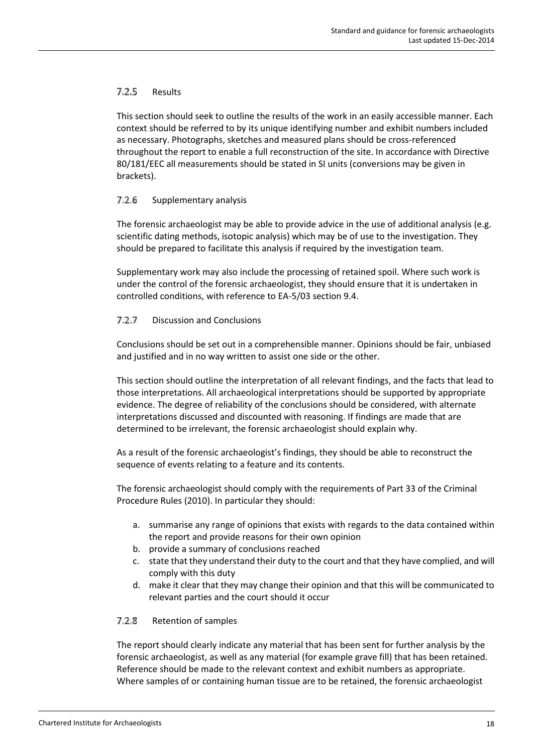#### 7.2.5 Results

This section should seek to outline the results of the work in an easily accessible manner. Each context should be referred to by its unique identifying number and exhibit numbers included as necessary. Photographs, sketches and measured plans should be cross-referenced throughout the report to enable a full reconstruction of the site. In accordance with Directive 80/181/EEC all measurements should be stated in SI units (conversions may be given in brackets).

#### 7.2.6 Supplementary analysis

The forensic archaeologist may be able to provide advice in the use of additional analysis (e.g. scientific dating methods, isotopic analysis) which may be of use to the investigation. They should be prepared to facilitate this analysis if required by the investigation team.

Supplementary work may also include the processing of retained spoil. Where such work is under the control of the forensic archaeologist, they should ensure that it is undertaken in controlled conditions, with reference to EA-5/03 section 9.4.

#### 7.2.7 Discussion and Conclusions

Conclusions should be set out in a comprehensible manner. Opinions should be fair, unbiased and justified and in no way written to assist one side or the other.

This section should outline the interpretation of all relevant findings, and the facts that lead to those interpretations. All archaeological interpretations should be supported by appropriate evidence. The degree of reliability of the conclusions should be considered, with alternate interpretations discussed and discounted with reasoning. If findings are made that are determined to be irrelevant, the forensic archaeologist should explain why.

As a result of the forensic archaeologist's findings, they should be able to reconstruct the sequence of events relating to a feature and its contents.

The forensic archaeologist should comply with the requirements of Part 33 of the Criminal Procedure Rules (2010). In particular they should:

a. summarise any range of opinions that exists with regards to the data contained within the report and provide reasons for their own opinion
b. provide a summary of conclusions reached
c. state that they understand their duty to the court and that they have complied, and will comply with this duty
d. make it clear that they may change their opinion and that this will be communicated to relevant parties and the court should it occur

#### 7.2.8 Retention of samples

The report should clearly indicate any material that has been sent for further analysis by the forensic archaeologist, as well as any material (for example grave fill) that has been retained. Reference should be made to the relevant context and exhibit numbers as appropriate. Where samples of or containing human tissue are to be retained, the forensic archaeologist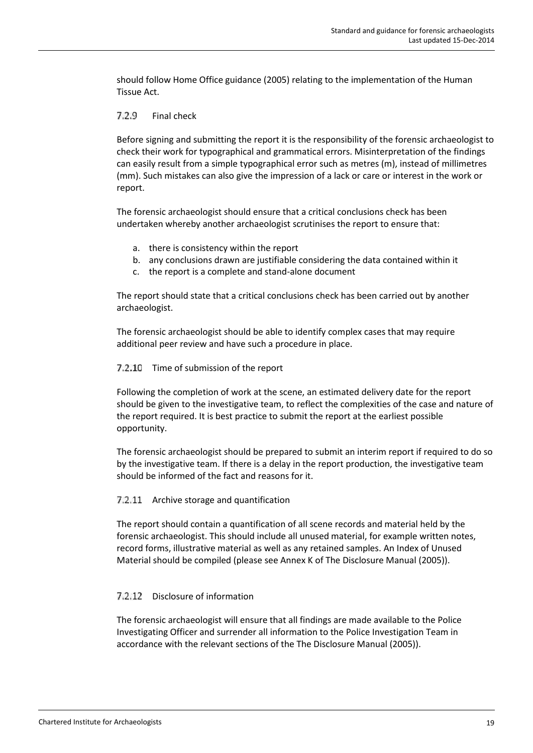should follow Home Office guidance (2005) relating to the implementation of the Human Tissue Act.

#### 7.2.9 Final check

Before signing and submitting the report it is the responsibility of the forensic archaeologist to check their work for typographical and grammatical errors. Misinterpretation of the findings can easily result from a simple typographical error such as metres (m), instead of millimetres (mm). Such mistakes can also give the impression of a lack or care or interest in the work or report.

The forensic archaeologist should ensure that a critical conclusions check has been undertaken whereby another archaeologist scrutinises the report to ensure that:

a. there is consistency within the report
b. any conclusions drawn are justifiable considering the data contained within it
c. the report is a complete and stand-alone document

The report should state that a critical conclusions check has been carried out by another archaeologist.

The forensic archaeologist should be able to identify complex cases that may require additional peer review and have such a procedure in place.

#### 7.2.10 Time of submission of the report

Following the completion of work at the scene, an estimated delivery date for the report should be given to the investigative team, to reflect the complexities of the case and nature of the report required. It is best practice to submit the report at the earliest possible opportunity.

The forensic archaeologist should be prepared to submit an interim report if required to do so by the investigative team. If there is a delay in the report production, the investigative team should be informed of the fact and reasons for it.

#### 7.2.11 Archive storage and quantification

The report should contain a quantification of all scene records and material held by the forensic archaeologist. This should include all unused material, for example written notes, record forms, illustrative material as well as any retained samples. An Index of Unused Material should be compiled (please see Annex K of The Disclosure Manual (2005)).

#### 7.2.12 Disclosure of information

The forensic archaeologist will ensure that all findings are made available to the Police Investigating Officer and surrender all information to the Police Investigation Team in accordance with the relevant sections of the The Disclosure Manual (2005)).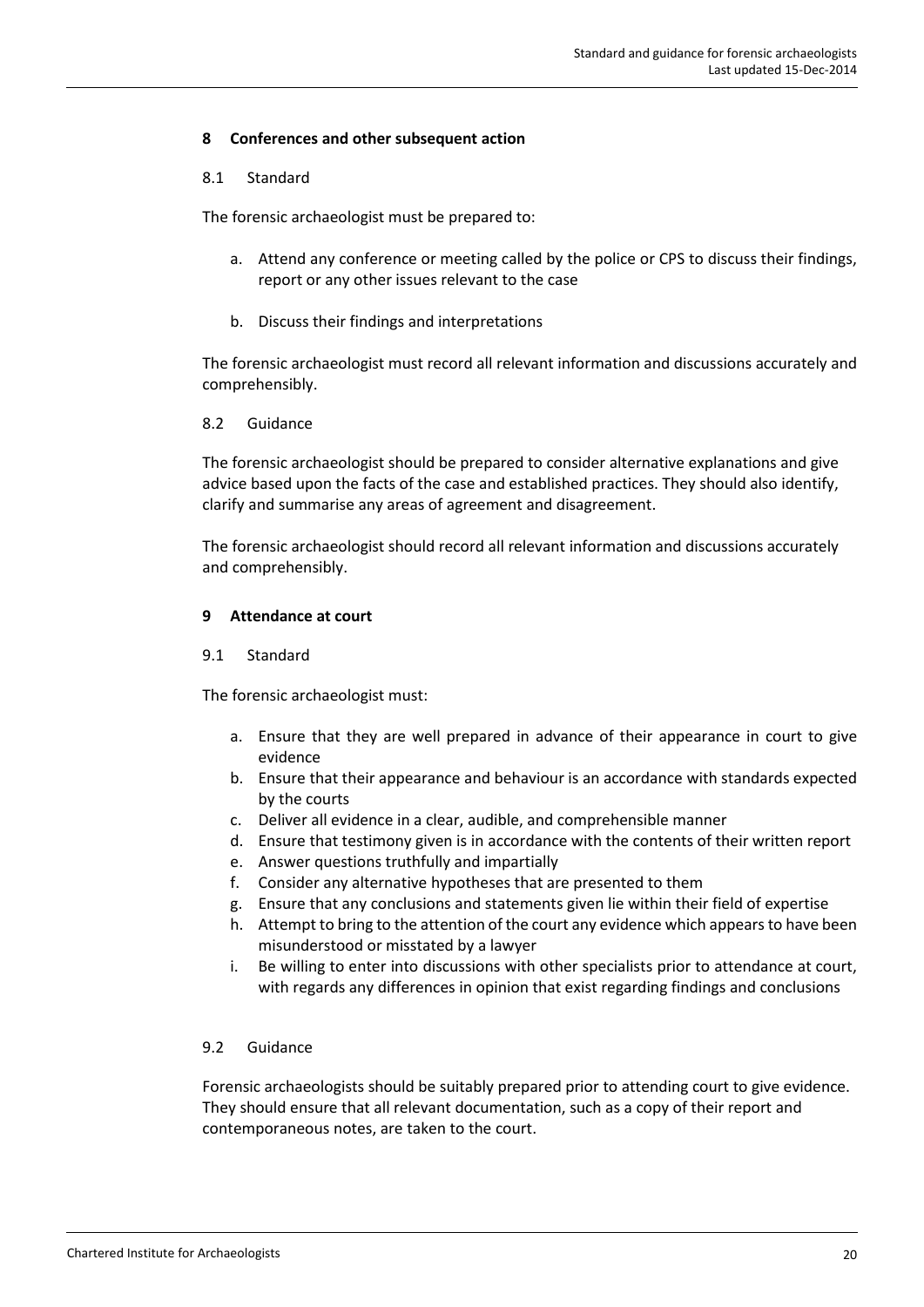## 8 Conferences and other subsequent action

### 8.1 Standard

The forensic archaeologist must be prepared to:

a. Attend any conference or meeting called by the police or CPS to discuss their findings, report or any other issues relevant to the case

b. Discuss their findings and interpretations

The forensic archaeologist must record all relevant information and discussions accurately and comprehensibly.

### 8.2 Guidance

The forensic archaeologist should be prepared to consider alternative explanations and give advice based upon the facts of the case and established practices. They should also identify, clarify and summarise any areas of agreement and disagreement.

The forensic archaeologist should record all relevant information and discussions accurately and comprehensibly.

## 9 Attendance at court

### 9.1 Standard

The forensic archaeologist must:

a. Ensure that they are well prepared in advance of their appearance in court to give evidence
b. Ensure that their appearance and behaviour is an accordance with standards expected by the courts
c. Deliver all evidence in a clear, audible, and comprehensible manner
d. Ensure that testimony given is in accordance with the contents of their written report
e. Answer questions truthfully and impartially
f. Consider any alternative hypotheses that are presented to them
g. Ensure that any conclusions and statements given lie within their field of expertise
h. Attempt to bring to the attention of the court any evidence which appears to have been misunderstood or misstated by a lawyer
i. Be willing to enter into discussions with other specialists prior to attendance at court, with regards any differences in opinion that exist regarding findings and conclusions

### 9.2 Guidance

Forensic archaeologists should be suitably prepared prior to attending court to give evidence. They should ensure that all relevant documentation, such as a copy of their report and contemporaneous notes, are taken to the court.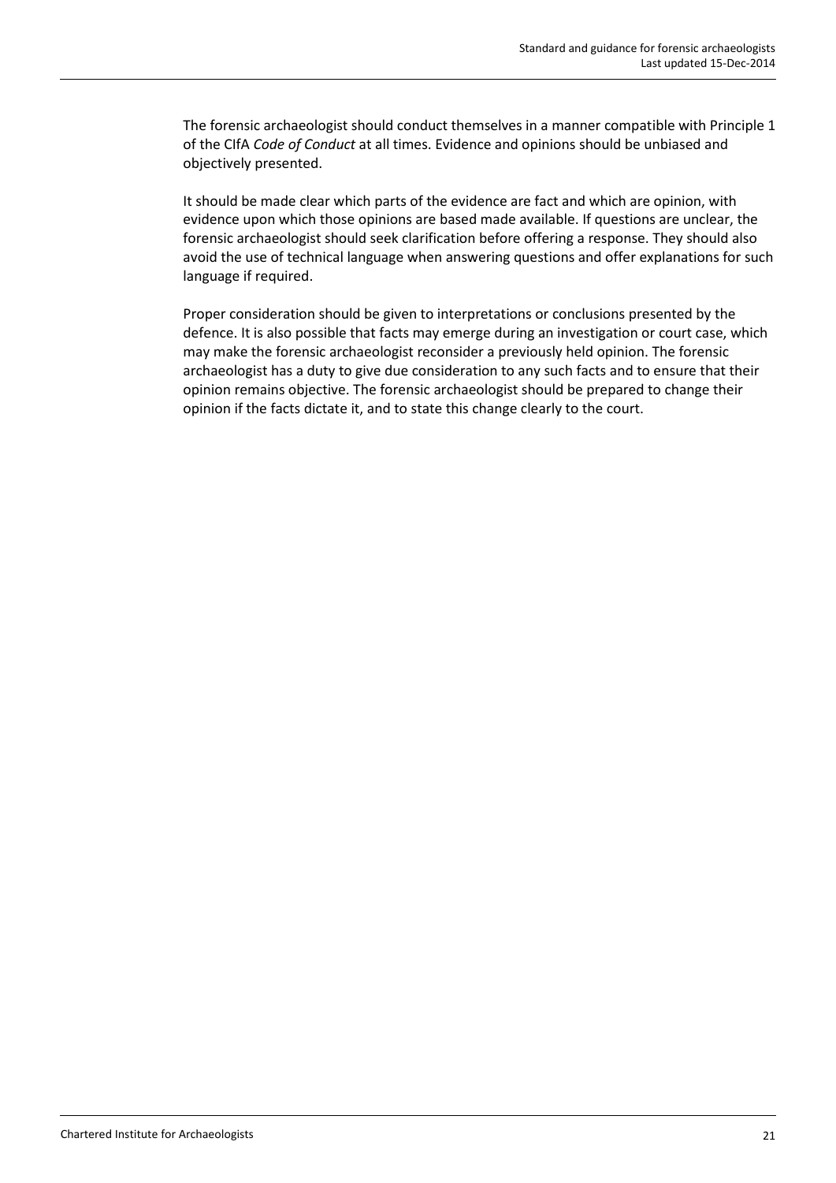The forensic archaeologist should conduct themselves in a manner compatible with Principle 1 of the CIfA *Code of Conduct* at all times. Evidence and opinions should be unbiased and objectively presented.

It should be made clear which parts of the evidence are fact and which are opinion, with evidence upon which those opinions are based made available. If questions are unclear, the forensic archaeologist should seek clarification before offering a response. They should also avoid the use of technical language when answering questions and offer explanations for such language if required.

Proper consideration should be given to interpretations or conclusions presented by the defence. It is also possible that facts may emerge during an investigation or court case, which may make the forensic archaeologist reconsider a previously held opinion. The forensic archaeologist has a duty to give due consideration to any such facts and to ensure that their opinion remains objective. The forensic archaeologist should be prepared to change their opinion if the facts dictate it, and to state this change clearly to the court.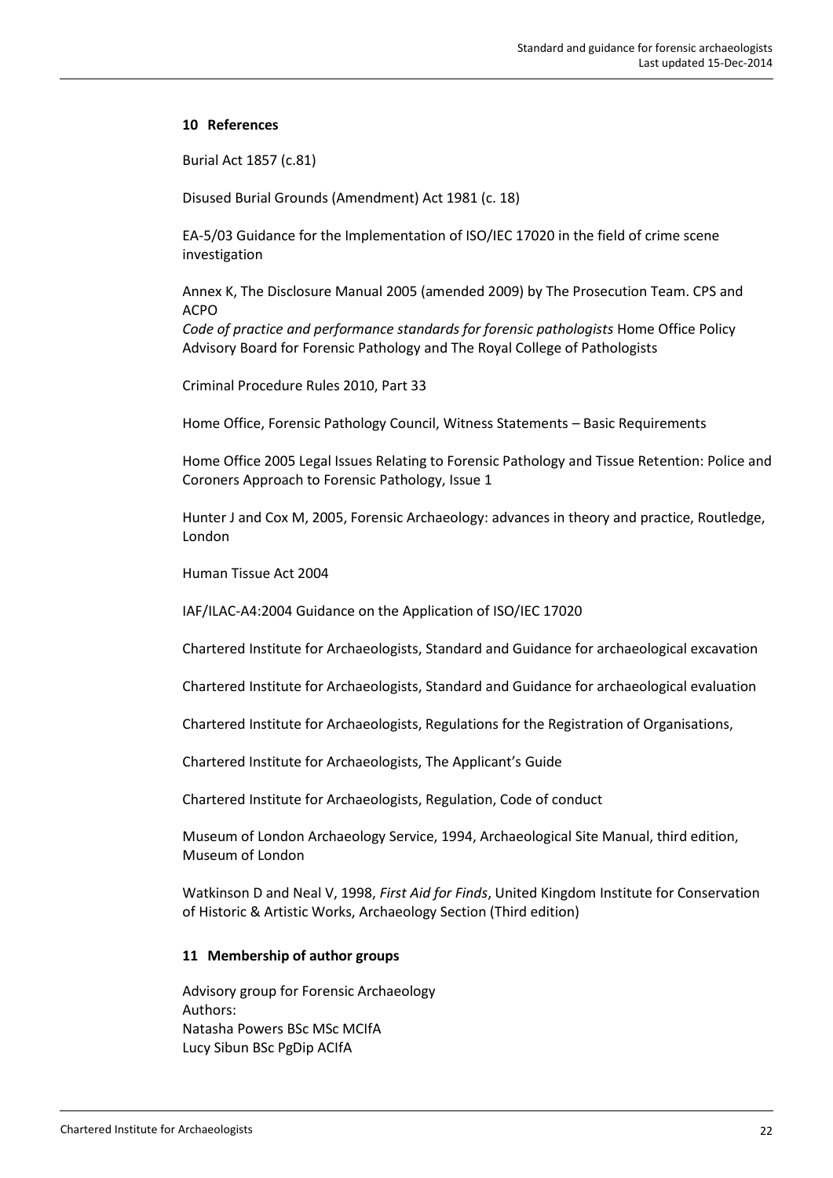## 10 References

Burial Act 1857 (c.81)

Disused Burial Grounds (Amendment) Act 1981 (c. 18)

EA-5/03 Guidance for the Implementation of ISO/IEC 17020 in the field of crime scene investigation

Annex K, The Disclosure Manual 2005 (amended 2009) by The Prosecution Team. CPS and ACPO
*Code of practice and performance standards for forensic pathologists* Home Office Policy Advisory Board for Forensic Pathology and The Royal College of Pathologists

Criminal Procedure Rules 2010, Part 33

Home Office, Forensic Pathology Council, Witness Statements – Basic Requirements

Home Office 2005 Legal Issues Relating to Forensic Pathology and Tissue Retention: Police and Coroners Approach to Forensic Pathology, Issue 1

Hunter J and Cox M, 2005, Forensic Archaeology: advances in theory and practice, Routledge, London

Human Tissue Act 2004

IAF/ILAC-A4:2004 Guidance on the Application of ISO/IEC 17020

Chartered Institute for Archaeologists, Standard and Guidance for archaeological excavation

Chartered Institute for Archaeologists, Standard and Guidance for archaeological evaluation

Chartered Institute for Archaeologists, Regulations for the Registration of Organisations,

Chartered Institute for Archaeologists, The Applicant's Guide

Chartered Institute for Archaeologists, Regulation, Code of conduct

Museum of London Archaeology Service, 1994, Archaeological Site Manual, third edition, Museum of London

Watkinson D and Neal V, 1998, *First Aid for Finds*, United Kingdom Institute for Conservation of Historic & Artistic Works, Archaeology Section (Third edition)

## 11 Membership of author groups

Advisory group for Forensic Archaeology
Authors:
Natasha Powers BSc MSc MCIfA
Lucy Sibun BSc PgDip ACIfA